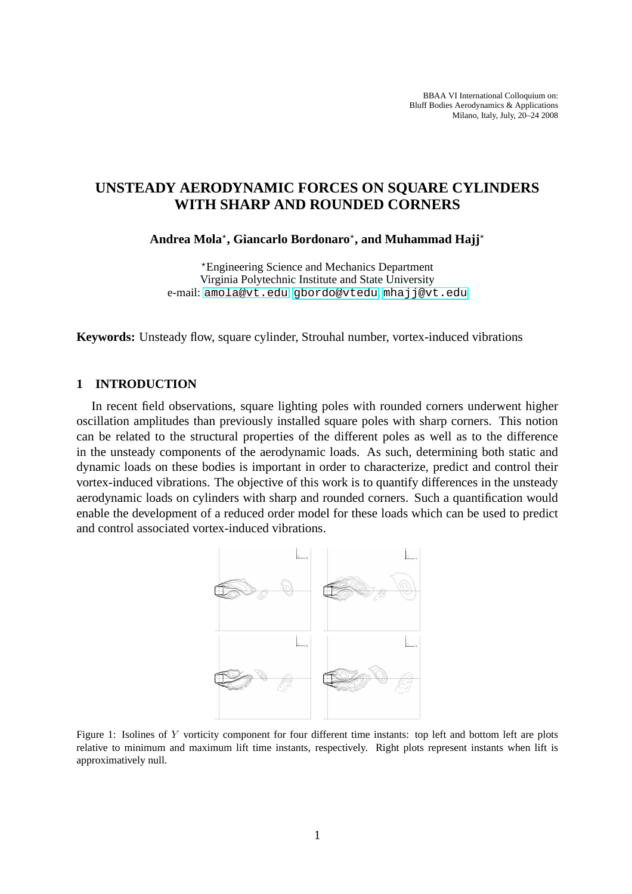BBAA VI International Colloquium on:
Bluff Bodies Aerodynamics & Applications
Milano, Italy, July, 20–24 2008

# UNSTEADY AERODYNAMIC FORCES ON SQUARE CYLINDERS WITH SHARP AND ROUNDED CORNERS

**Andrea Mola*, Giancarlo Bordonaro*, and Muhammad Hajj***

*Engineering Science and Mechanics Department
Virginia Polytechnic Institute and State University
e-mail: amola@vt.edu, gbordo@vtedu, mhajj@vt.edu

**Keywords:** Unsteady flow, square cylinder, Strouhal number, vortex-induced vibrations

## 1 INTRODUCTION

In recent field observations, square lighting poles with rounded corners underwent higher oscillation amplitudes than previously installed square poles with sharp corners. This notion can be related to the structural properties of the different poles as well as to the difference in the unsteady components of the aerodynamic loads. As such, determining both static and dynamic loads on these bodies is important in order to characterize, predict and control their vortex-induced vibrations. The objective of this work is to quantify differences in the unsteady aerodynamic loads on cylinders with sharp and rounded corners. Such a quantification would enable the development of a reduced order model for these loads which can be used to predict and control associated vortex-induced vibrations.

Figure 1: Isolines of $Y$ vorticity component for four different time instants: top left and bottom left are plots relative to minimum and maximum lift time instants, respectively. Right plots represent instants when lift is approximatively null.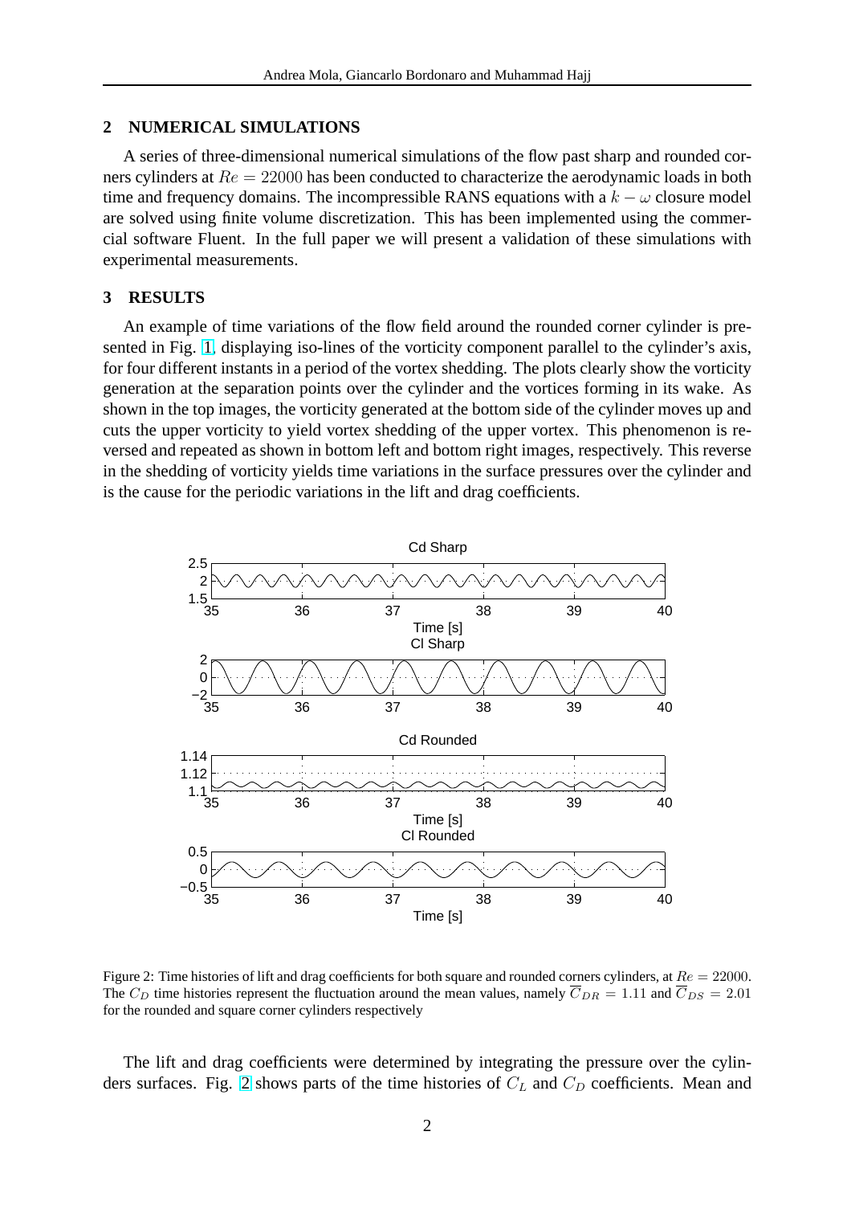## 2 NUMERICAL SIMULATIONS

A series of three-dimensional numerical simulations of the flow past sharp and rounded corners cylinders at $Re = 22000$ has been conducted to characterize the aerodynamic loads in both time and frequency domains. The incompressible RANS equations with a $k - \omega$ closure model are solved using finite volume discretization. This has been implemented using the commercial software Fluent. In the full paper we will present a validation of these simulations with experimental measurements.

## 3 RESULTS

An example of time variations of the flow field around the rounded corner cylinder is presented in Fig. 1, displaying iso-lines of the vorticity component parallel to the cylinder's axis, for four different instants in a period of the vortex shedding. The plots clearly show the vorticity generation at the separation points over the cylinder and the vortices forming in its wake. As shown in the top images, the vorticity generated at the bottom side of the cylinder moves up and cuts the upper vorticity to yield vortex shedding of the upper vortex. This phenomenon is reversed and repeated as shown in bottom left and bottom right images, respectively. This reverse in the shedding of vorticity yields time variations in the surface pressures over the cylinder and is the cause for the periodic variations in the lift and drag coefficients.

Figure 2: Time histories of lift and drag coefficients for both square and rounded corners cylinders, at $Re = 22000$. The $C_D$ time histories represent the fluctuation around the mean values, namely $\overline{C}_{DR} = 1.11$ and $\overline{C}_{DS} = 2.01$ for the rounded and square corner cylinders respectively

The lift and drag coefficients were determined by integrating the pressure over the cylinders surfaces. Fig. 2 shows parts of the time histories of $C_L$ and $C_D$ coefficients. Mean and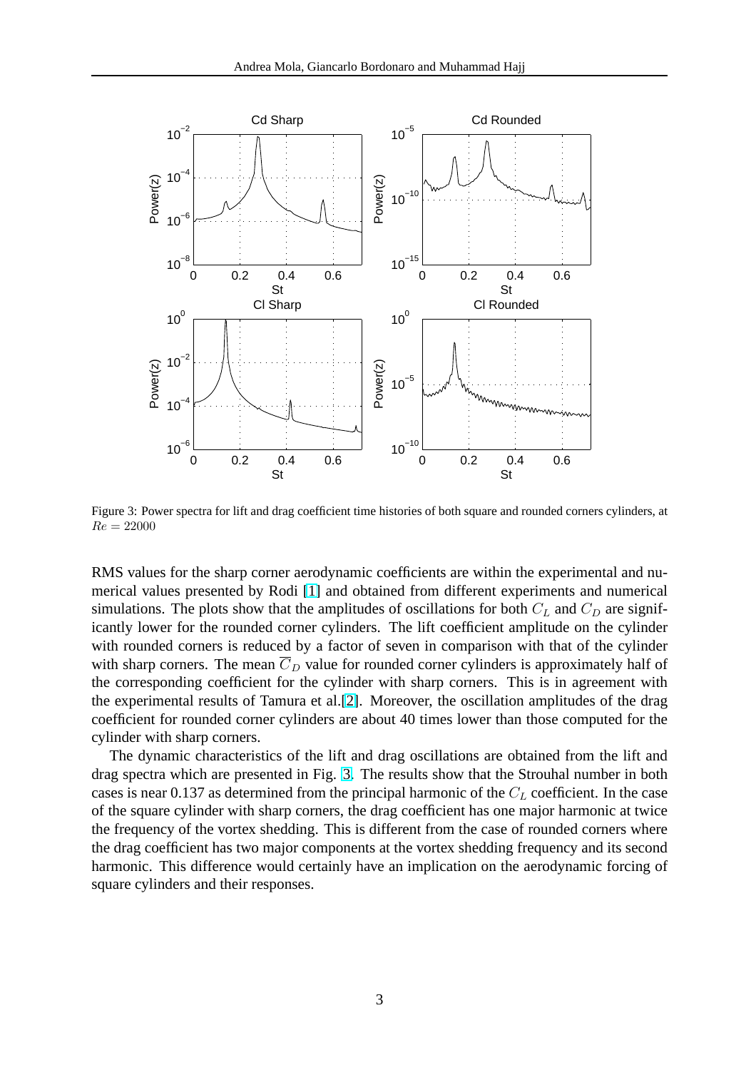Figure 3: Power spectra for lift and drag coefficient time histories of both square and rounded corners cylinders, at $Re = 22000$

RMS values for the sharp corner aerodynamic coefficients are within the experimental and numerical values presented by Rodi [1] and obtained from different experiments and numerical simulations. The plots show that the amplitudes of oscillations for both $C_L$ and $C_D$ are significantly lower for the rounded corner cylinders. The lift coefficient amplitude on the cylinder with rounded corners is reduced by a factor of seven in comparison with that of the cylinder with sharp corners. The mean $\overline{C}_D$ value for rounded corner cylinders is approximately half of the corresponding coefficient for the cylinder with sharp corners. This is in agreement with the experimental results of Tamura et al.[2]. Moreover, the oscillation amplitudes of the drag coefficient for rounded corner cylinders are about 40 times lower than those computed for the cylinder with sharp corners.

The dynamic characteristics of the lift and drag oscillations are obtained from the lift and drag spectra which are presented in Fig. 3. The results show that the Strouhal number in both cases is near 0.137 as determined from the principal harmonic of the $C_L$ coefficient. In the case of the square cylinder with sharp corners, the drag coefficient has one major harmonic at twice the frequency of the vortex shedding. This is different from the case of rounded corners where the drag coefficient has two major components at the vortex shedding frequency and its second harmonic. This difference would certainly have an implication on the aerodynamic forcing of square cylinders and their responses.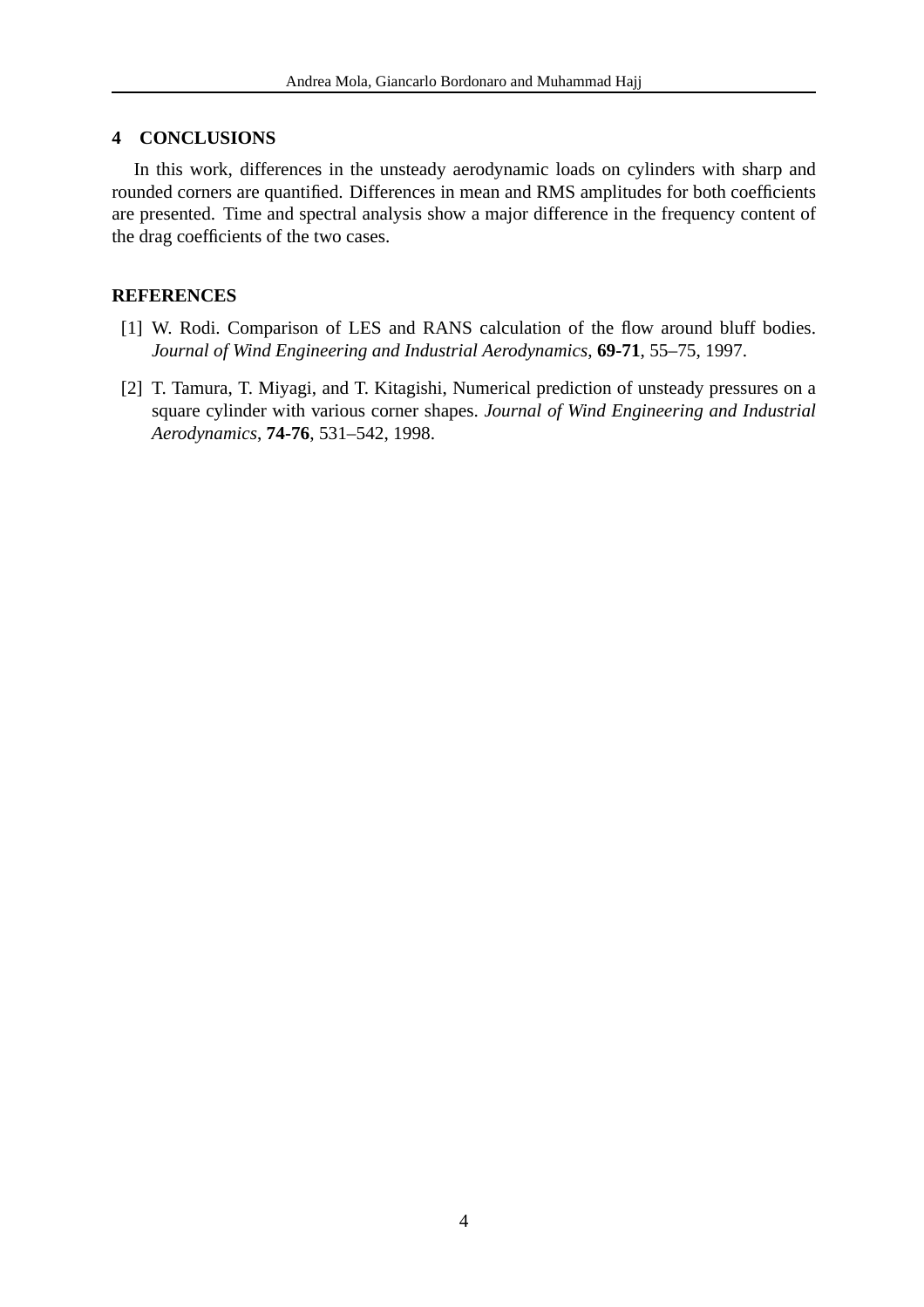## 4 CONCLUSIONS

In this work, differences in the unsteady aerodynamic loads on cylinders with sharp and rounded corners are quantified. Differences in mean and RMS amplitudes for both coefficients are presented. Time and spectral analysis show a major difference in the frequency content of the drag coefficients of the two cases.

## REFERENCES

[1] W. Rodi. Comparison of LES and RANS calculation of the flow around bluff bodies. *Journal of Wind Engineering and Industrial Aerodynamics*, **69-71**, 55–75, 1997.

[2] T. Tamura, T. Miyagi, and T. Kitagishi, Numerical prediction of unsteady pressures on a square cylinder with various corner shapes. *Journal of Wind Engineering and Industrial Aerodynamics*, **74-76**, 531–542, 1998.